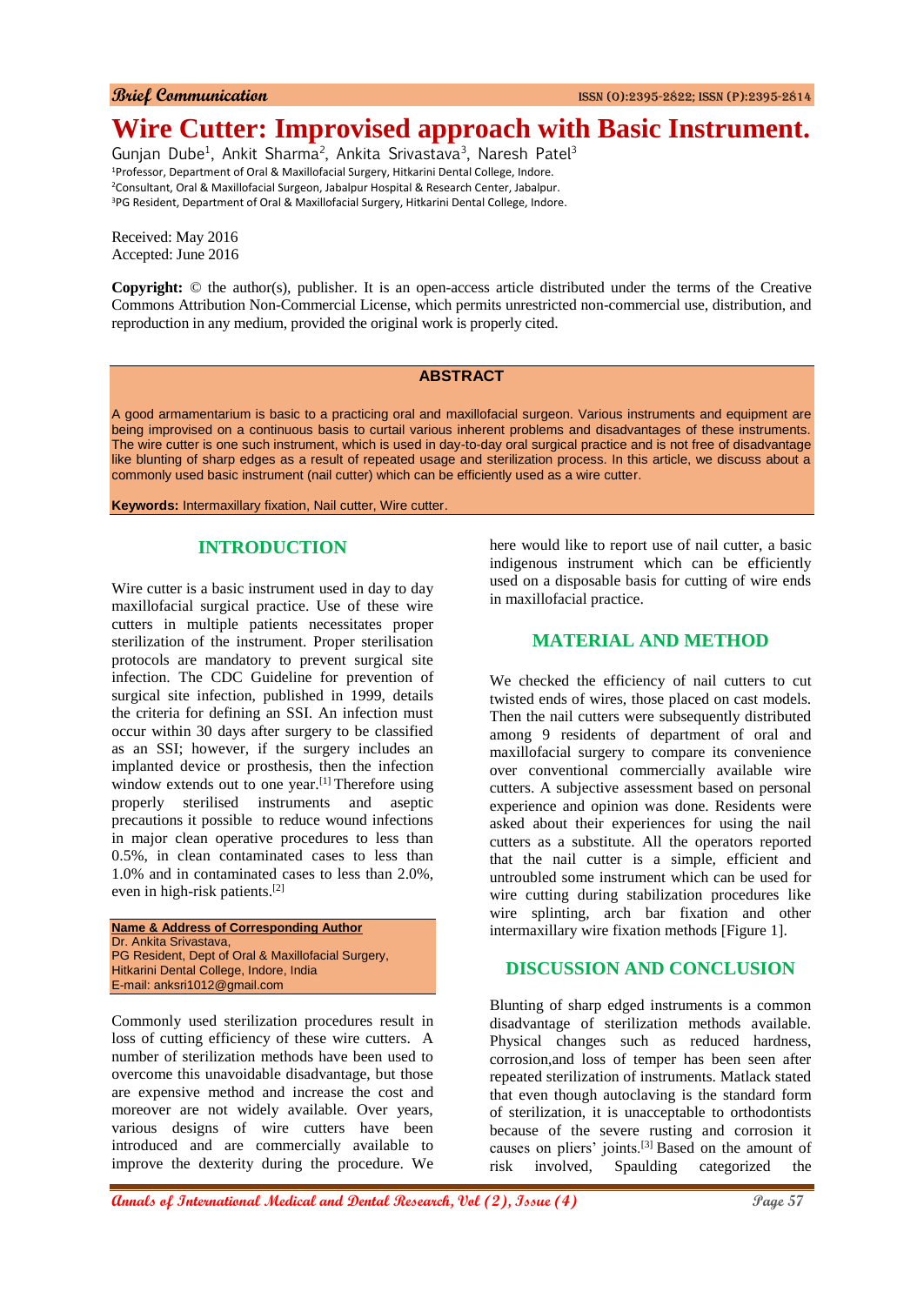Brief Communication

# Wire Cutter: Improvised approach with Basic Instrument.

Gunjan Dube[1], Ankit Sharma[2], Ankita Srivastava[3], Naresh Patel[3]

[1]Professor, Department of Oral & Maxillofacial Surgery, Hitkarini Dental College, Indore.
[2]Consultant, Oral & Maxillofacial Surgeon, Jabalpur Hospital & Research Center, Jabalpur.
[3]PG Resident, Department of Oral & Maxillofacial Surgery, Hitkarini Dental College, Indore.

Received: May 2016
Accepted: June 2016

**Copyright:** © the author(s), publisher. It is an open-access article distributed under the terms of the Creative Commons Attribution Non-Commercial License, which permits unrestricted non-commercial use, distribution, and reproduction in any medium, provided the original work is properly cited.

## ABSTRACT

A good armamentarium is basic to a practicing oral and maxillofacial surgeon. Various instruments and equipment are being improvised on a continuous basis to curtail various inherent problems and disadvantages of these instruments. The wire cutter is one such instrument, which is used in day-to-day oral surgical practice and is not free of disadvantage like blunting of sharp edges as a result of repeated usage and sterilization process. In this article, we discuss about a commonly used basic instrument (nail cutter) which can be efficiently used as a wire cutter.

**Keywords:** Intermaxillary fixation, Nail cutter, Wire cutter.

## INTRODUCTION

Wire cutter is a basic instrument used in day to day maxillofacial surgical practice. Use of these wire cutters in multiple patients necessitates proper sterilization of the instrument. Proper sterilisation protocols are mandatory to prevent surgical site infection. The CDC Guideline for prevention of surgical site infection, published in 1999, details the criteria for defining an SSI. An infection must occur within 30 days after surgery to be classified as an SSI; however, if the surgery includes an implanted device or prosthesis, then the infection window extends out to one year.[1] Therefore using properly sterilised instruments and aseptic precautions it possible to reduce wound infections in major clean operative procedures to less than 0.5%, in clean contaminated cases to less than 1.0% and in contaminated cases to less than 2.0%, even in high-risk patients.[2]

**Name & Address of Corresponding Author**
Dr. Ankita Srivastava,
PG Resident, Dept of Oral & Maxillofacial Surgery,
Hitkarini Dental College, Indore, India
E-mail: anksri1012@gmail.com

Commonly used sterilization procedures result in loss of cutting efficiency of these wire cutters. A number of sterilization methods have been used to overcome this unavoidable disadvantage, but those are expensive method and increase the cost and moreover are not widely available. Over years, various designs of wire cutters have been introduced and are commercially available to improve the dexterity during the procedure. We here would like to report use of nail cutter, a basic indigenous instrument which can be efficiently used on a disposable basis for cutting of wire ends in maxillofacial practice.

## MATERIAL AND METHOD

We checked the efficiency of nail cutters to cut twisted ends of wires, those placed on cast models. Then the nail cutters were subsequently distributed among 9 residents of department of oral and maxillofacial surgery to compare its convenience over conventional commercially available wire cutters. A subjective assessment based on personal experience and opinion was done. Residents were asked about their experiences for using the nail cutters as a substitute. All the operators reported that the nail cutter is a simple, efficient and untroubled some instrument which can be used for wire cutting during stabilization procedures like wire splinting, arch bar fixation and other intermaxillary wire fixation methods [Figure 1].

## DISCUSSION AND CONCLUSION

Blunting of sharp edged instruments is a common disadvantage of sterilization methods available. Physical changes such as reduced hardness, corrosion,and loss of temper has been seen after repeated sterilization of instruments. Matlack stated that even though autoclaving is the standard form of sterilization, it is unacceptable to orthodontists because of the severe rusting and corrosion it causes on pliers' joints.[3] Based on the amount of risk involved, Spaulding categorized the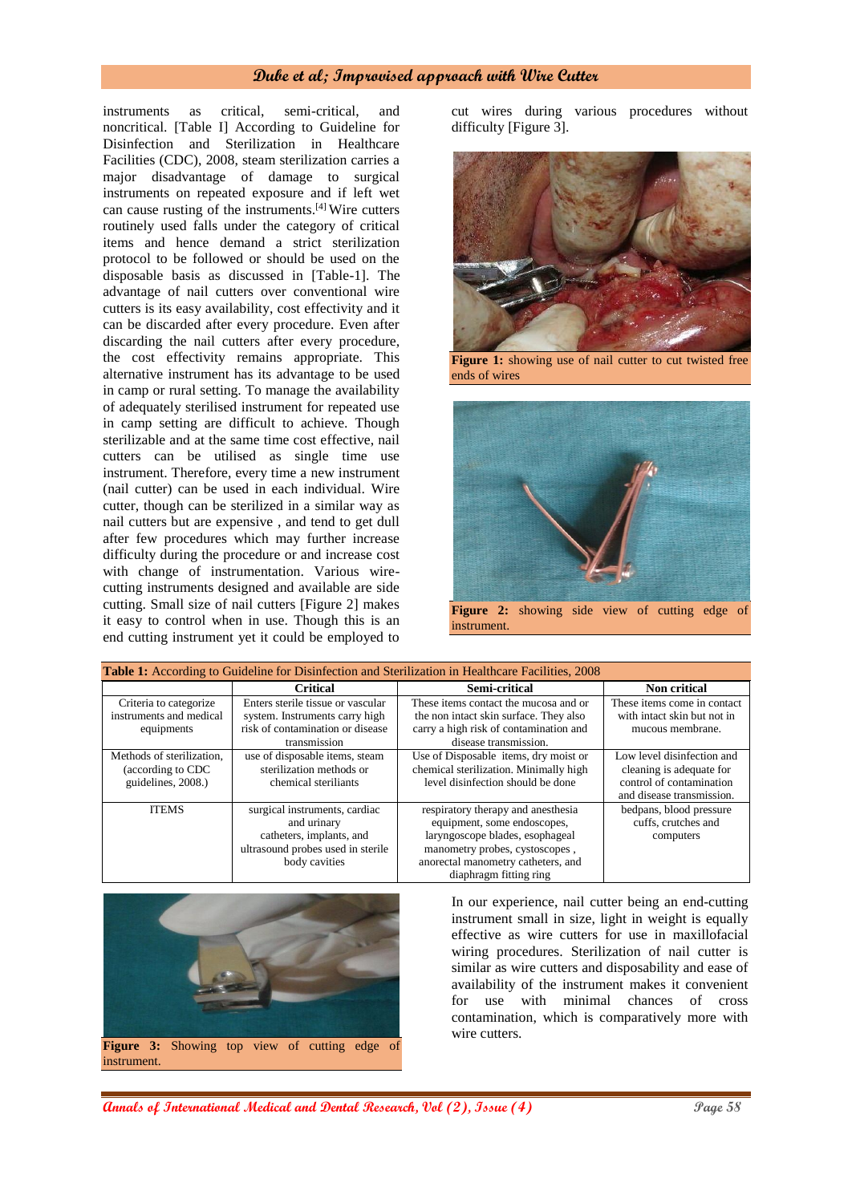instruments as critical, semi-critical, and noncritical. [Table I] According to Guideline for Disinfection and Sterilization in Healthcare Facilities (CDC), 2008, steam sterilization carries a major disadvantage of damage to surgical instruments on repeated exposure and if left wet can cause rusting of the instruments.[4] Wire cutters routinely used falls under the category of critical items and hence demand a strict sterilization protocol to be followed or should be used on the disposable basis as discussed in [Table-1]. The advantage of nail cutters over conventional wire cutters is its easy availability, cost effectivity and it can be discarded after every procedure. Even after discarding the nail cutters after every procedure, the cost effectivity remains appropriate. This alternative instrument has its advantage to be used in camp or rural setting. To manage the availability of adequately sterilised instrument for repeated use in camp setting are difficult to achieve. Though sterilizable and at the same time cost effective, nail cutters can be utilised as single time use instrument. Therefore, every time a new instrument (nail cutter) can be used in each individual. Wire cutter, though can be sterilized in a similar way as nail cutters but are expensive , and tend to get dull after few procedures which may further increase difficulty during the procedure or and increase cost with change of instrumentation. Various wire-cutting instruments designed and available are side cutting. Small size of nail cutters [Figure 2] makes it easy to control when in use. Though this is an end cutting instrument yet it could be employed to cut wires during various procedures without difficulty [Figure 3].

**Figure 1:** showing use of nail cutter to cut twisted free ends of wires

**Figure 2:** showing side view of cutting edge of instrument.

**Table 1:** According to Guideline for Disinfection and Sterilization in Healthcare Facilities, 2008

| | Critical | Semi-critical | Non critical |
|---|---|---|---|
| Criteria to categorize instruments and medical equipments | Enters sterile tissue or vascular system. Instruments carry high risk of contamination or disease transmission | These items contact the mucosa and or the non intact skin surface. They also carry a high risk of contamination and disease transmission. | These items come in contact with intact skin but not in mucous membrane. |
| Methods of sterilization, (according to CDC guidelines, 2008.) | use of disposable items, steam sterilization methods or chemical steriliants | Use of Disposable items, dry moist or chemical sterilization. Minimally high level disinfection should be done | Low level disinfection and cleaning is adequate for control of contamination and disease transmission. |
| ITEMS | surgical instruments, cardiac and urinary catheters, implants, and ultrasound probes used in sterile body cavities | respiratory therapy and anesthesia equipment, some endoscopes, laryngoscope blades, esophageal manometry probes, cystoscopes , anorectal manometry catheters, and diaphragm fitting ring | bedpans, blood pressure cuffs, crutches and computers |

**Figure 3:** Showing top view of cutting edge of instrument.

In our experience, nail cutter being an end-cutting instrument small in size, light in weight is equally effective as wire cutters for use in maxillofacial wiring procedures. Sterilization of nail cutter is similar as wire cutters and disposability and ease of availability of the instrument makes it convenient for use with minimal chances of cross contamination, which is comparatively more with wire cutters.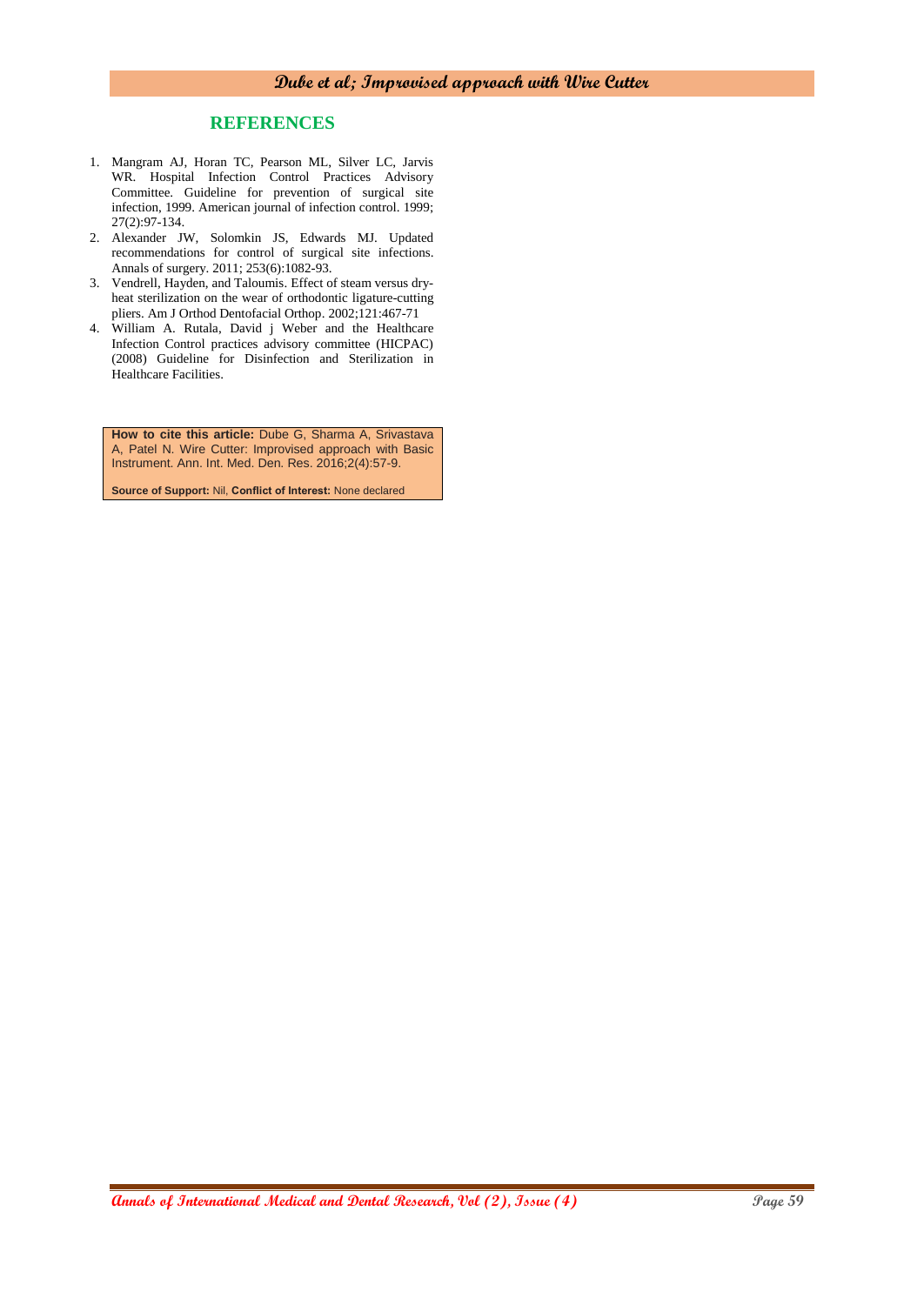## REFERENCES

1. Mangram AJ, Horan TC, Pearson ML, Silver LC, Jarvis WR. Hospital Infection Control Practices Advisory Committee. Guideline for prevention of surgical site infection, 1999. American journal of infection control. 1999; 27(2):97-134.
2. Alexander JW, Solomkin JS, Edwards MJ. Updated recommendations for control of surgical site infections. Annals of surgery. 2011; 253(6):1082-93.
3. Vendrell, Hayden, and Taloumis. Effect of steam versus dry-heat sterilization on the wear of orthodontic ligature-cutting pliers. Am J Orthod Dentofacial Orthop. 2002;121:467-71
4. William A. Rutala, David j Weber and the Healthcare Infection Control practices advisory committee (HICPAC) (2008) Guideline for Disinfection and Sterilization in Healthcare Facilities.

**How to cite this article:** Dube G, Sharma A, Srivastava A, Patel N. Wire Cutter: Improvised approach with Basic Instrument. Ann. Int. Med. Den. Res. 2016;2(4):57-9.

**Source of Support:** Nil, **Conflict of Interest:** None declared